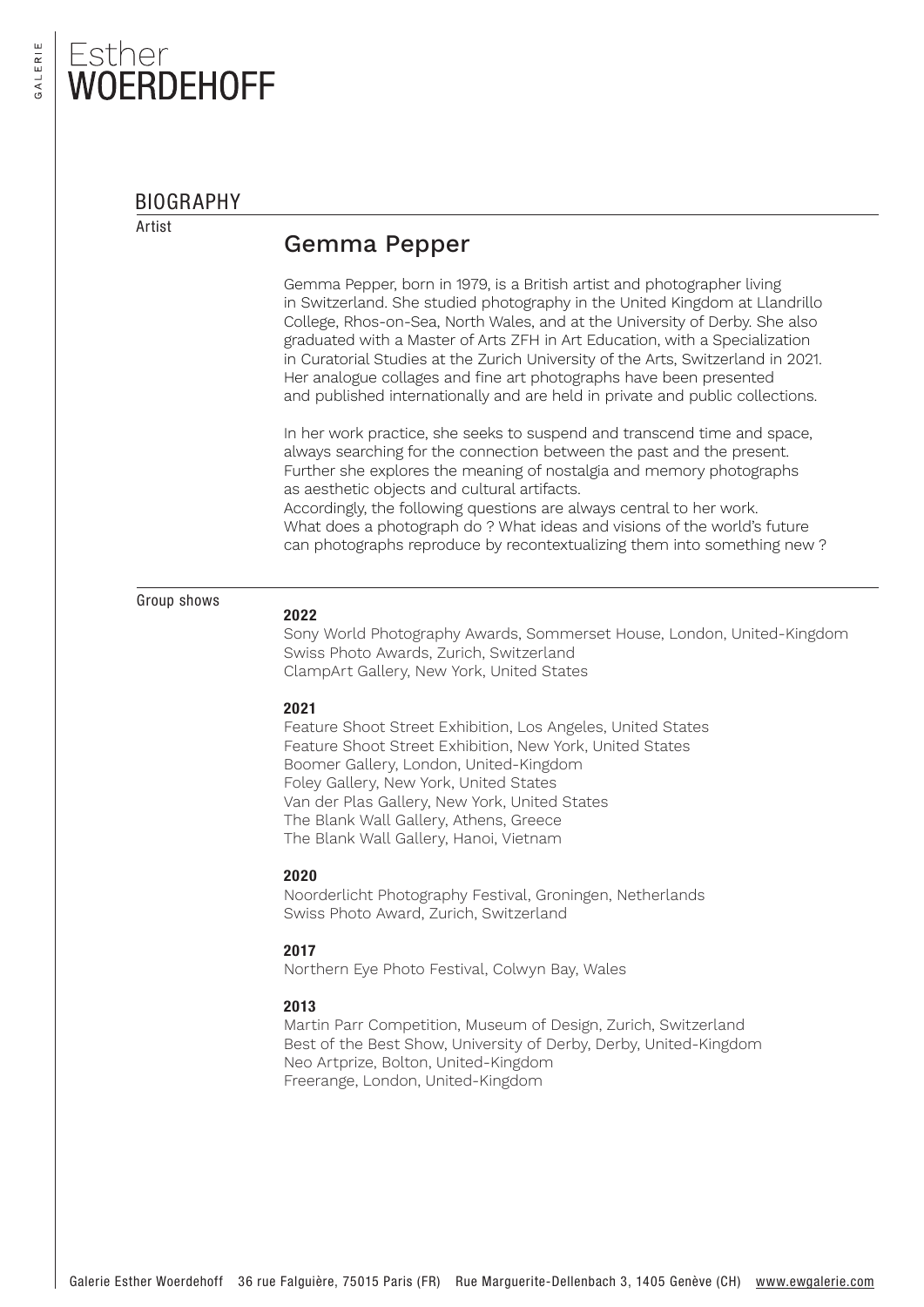# Esther WOERDEHOFF

## BIOGRAPHY

Artist

### Gemma Pepper

Gemma Pepper, born in 1979, is a British artist and photographer living in Switzerland. She studied photography in the United Kingdom at Llandrillo College, Rhos-on-Sea, North Wales, and at the University of Derby. She also graduated with a Master of Arts ZFH in Art Education, with a Specialization in Curatorial Studies at the Zurich University of the Arts, Switzerland in 2021. Her analogue collages and fine art photographs have been presented and published internationally and are held in private and public collections.

In her work practice, she seeks to suspend and transcend time and space, always searching for the connection between the past and the present. Further she explores the meaning of nostalgia and memory photographs as aesthetic objects and cultural artifacts.
Accordingly, the following questions are always central to her work. What does a photograph do ? What ideas and visions of the world's future can photographs reproduce by recontextualizing them into something new ?

Group shows

**2022**
Sony World Photography Awards, Sommerset House, London, United-Kingdom
Swiss Photo Awards, Zurich, Switzerland
ClampArt Gallery, New York, United States

**2021**
Feature Shoot Street Exhibition, Los Angeles, United States
Feature Shoot Street Exhibition, New York, United States
Boomer Gallery, London, United-Kingdom
Foley Gallery, New York, United States
Van der Plas Gallery, New York, United States
The Blank Wall Gallery, Athens, Greece
The Blank Wall Gallery, Hanoi, Vietnam

**2020**
Noorderlicht Photography Festival, Groningen, Netherlands
Swiss Photo Award, Zurich, Switzerland

**2017**
Northern Eye Photo Festival, Colwyn Bay, Wales

**2013**
Martin Parr Competition, Museum of Design, Zurich, Switzerland
Best of the Best Show, University of Derby, Derby, United-Kingdom
Neo Artprize, Bolton, United-Kingdom
Freerange, London, United-Kingdom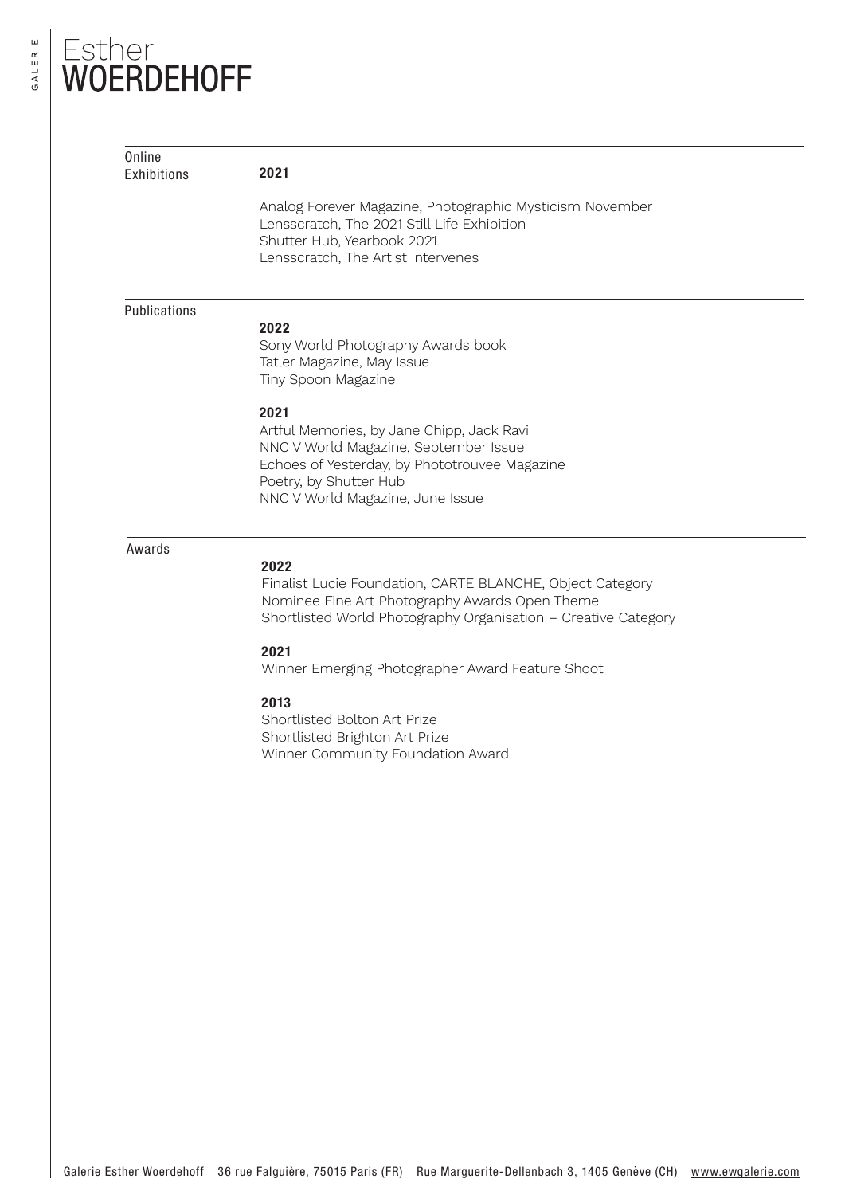## Online Exhibitions

**2021**

Analog Forever Magazine, Photographic Mysticism November
Lensscratch, The 2021 Still Life Exhibition
Shutter Hub, Yearbook 2021
Lensscratch, The Artist Intervenes

## Publications

**2022**

Sony World Photography Awards book
Tatler Magazine, May Issue
Tiny Spoon Magazine

**2021**

Artful Memories, by Jane Chipp, Jack Ravi
NNC V World Magazine, September Issue
Echoes of Yesterday, by Phototrouvee Magazine
Poetry, by Shutter Hub
NNC V World Magazine, June Issue

## Awards

**2022**

Finalist Lucie Foundation, CARTE BLANCHE, Object Category
Nominee Fine Art Photography Awards Open Theme
Shortlisted World Photography Organisation – Creative Category

**2021**

Winner Emerging Photographer Award Feature Shoot

**2013**

Shortlisted Bolton Art Prize
Shortlisted Brighton Art Prize
Winner Community Foundation Award